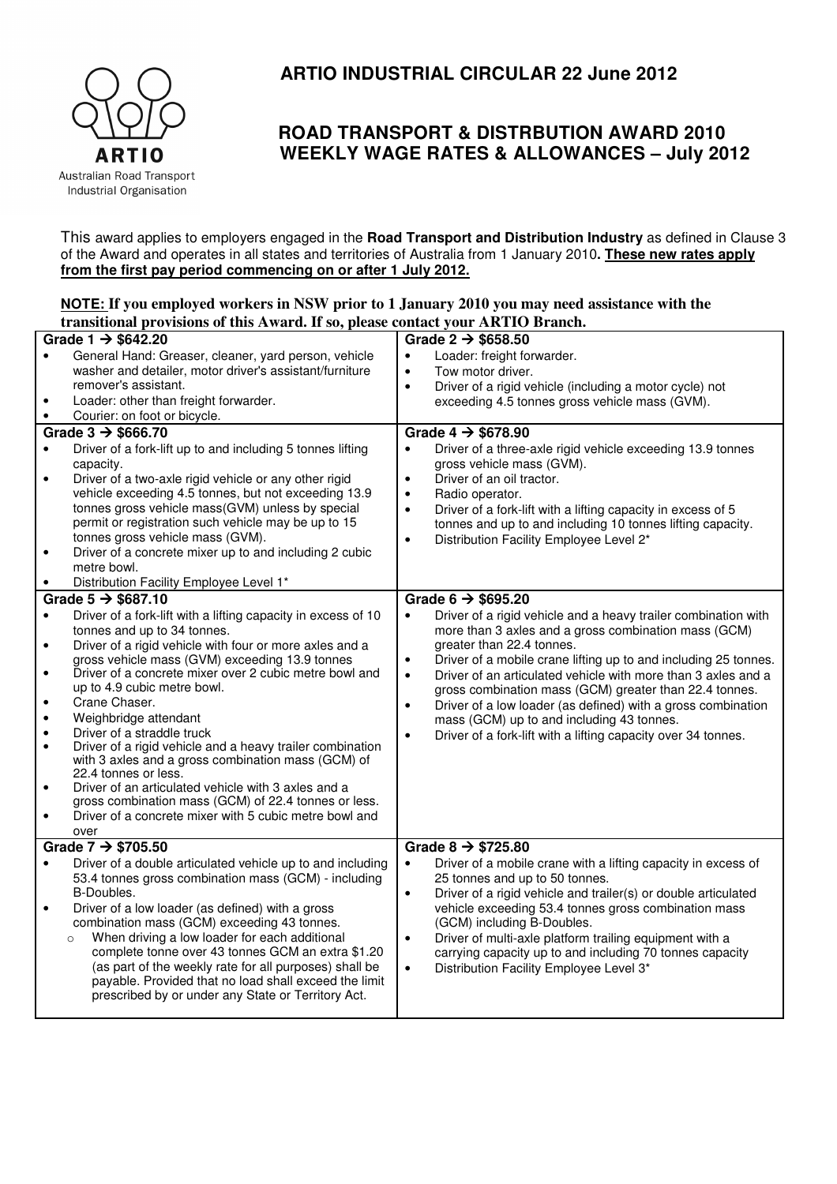ARTIO
Australian Road Transport Industrial Organisation

# ARTIO INDUSTRIAL CIRCULAR 22 June 2012

## ROAD TRANSPORT & DISTRBUTION AWARD 2010 WEEKLY WAGE RATES & ALLOWANCES – July 2012

This award applies to employers engaged in the **Road Transport and Distribution Industry** as defined in Clause 3 of the Award and operates in all states and territories of Australia from 1 January 2010**. These new rates apply from the first pay period commencing on or after 1 July 2012.**

**NOTE: If you employed workers in NSW prior to 1 January 2010 you may need assistance with the transitional provisions of this Award. If so, please contact your ARTIO Branch.**

**Grade 1 → $642.20**

- General Hand: Greaser, cleaner, yard person, vehicle washer and detailer, motor driver's assistant/furniture remover's assistant.
- Loader: other than freight forwarder.
- Courier: on foot or bicycle.

**Grade 2 → $658.50**

- Loader: freight forwarder.
- Tow motor driver.
- Driver of a rigid vehicle (including a motor cycle) not exceeding 4.5 tonnes gross vehicle mass (GVM).

**Grade 3 → $666.70**

- Driver of a fork-lift up to and including 5 tonnes lifting capacity.
- Driver of a two-axle rigid vehicle or any other rigid vehicle exceeding 4.5 tonnes, but not exceeding 13.9 tonnes gross vehicle mass(GVM) unless by special permit or registration such vehicle may be up to 15 tonnes gross vehicle mass (GVM).
- Driver of a concrete mixer up to and including 2 cubic metre bowl.
- Distribution Facility Employee Level 1*

**Grade 4 → $678.90**

- Driver of a three-axle rigid vehicle exceeding 13.9 tonnes gross vehicle mass (GVM).
- Driver of an oil tractor.
- Radio operator.
- Driver of a fork-lift with a lifting capacity in excess of 5 tonnes and up to and including 10 tonnes lifting capacity.
- Distribution Facility Employee Level 2*

**Grade 5 → $687.10**

- Driver of a fork-lift with a lifting capacity in excess of 10 tonnes and up to 34 tonnes.
- Driver of a rigid vehicle with four or more axles and a gross vehicle mass (GVM) exceeding 13.9 tonnes
- Driver of a concrete mixer over 2 cubic metre bowl and up to 4.9 cubic metre bowl.
- Crane Chaser.
- Weighbridge attendant
- Driver of a straddle truck
- Driver of a rigid vehicle and a heavy trailer combination with 3 axles and a gross combination mass (GCM) of 22.4 tonnes or less.
- Driver of an articulated vehicle with 3 axles and a gross combination mass (GCM) of 22.4 tonnes or less.
- Driver of a concrete mixer with 5 cubic metre bowl and over

**Grade 6 → $695.20**

- Driver of a rigid vehicle and a heavy trailer combination with more than 3 axles and a gross combination mass (GCM) greater than 22.4 tonnes.
- Driver of a mobile crane lifting up to and including 25 tonnes.
- Driver of an articulated vehicle with more than 3 axles and a gross combination mass (GCM) greater than 22.4 tonnes.
- Driver of a low loader (as defined) with a gross combination mass (GCM) up to and including 43 tonnes.
- Driver of a fork-lift with a lifting capacity over 34 tonnes.

**Grade 7 → $705.50**

- Driver of a double articulated vehicle up to and including 53.4 tonnes gross combination mass (GCM) - including B-Doubles.
- Driver of a low loader (as defined) with a gross combination mass (GCM) exceeding 43 tonnes.
  - When driving a low loader for each additional complete tonne over 43 tonnes GCM an extra $1.20 (as part of the weekly rate for all purposes) shall be payable. Provided that no load shall exceed the limit prescribed by or under any State or Territory Act.

**Grade 8 → $725.80**

- Driver of a mobile crane with a lifting capacity in excess of 25 tonnes and up to 50 tonnes.
- Driver of a rigid vehicle and trailer(s) or double articulated vehicle exceeding 53.4 tonnes gross combination mass (GCM) including B-Doubles.
- Driver of multi-axle platform trailing equipment with a carrying capacity up to and including 70 tonnes capacity
- Distribution Facility Employee Level 3*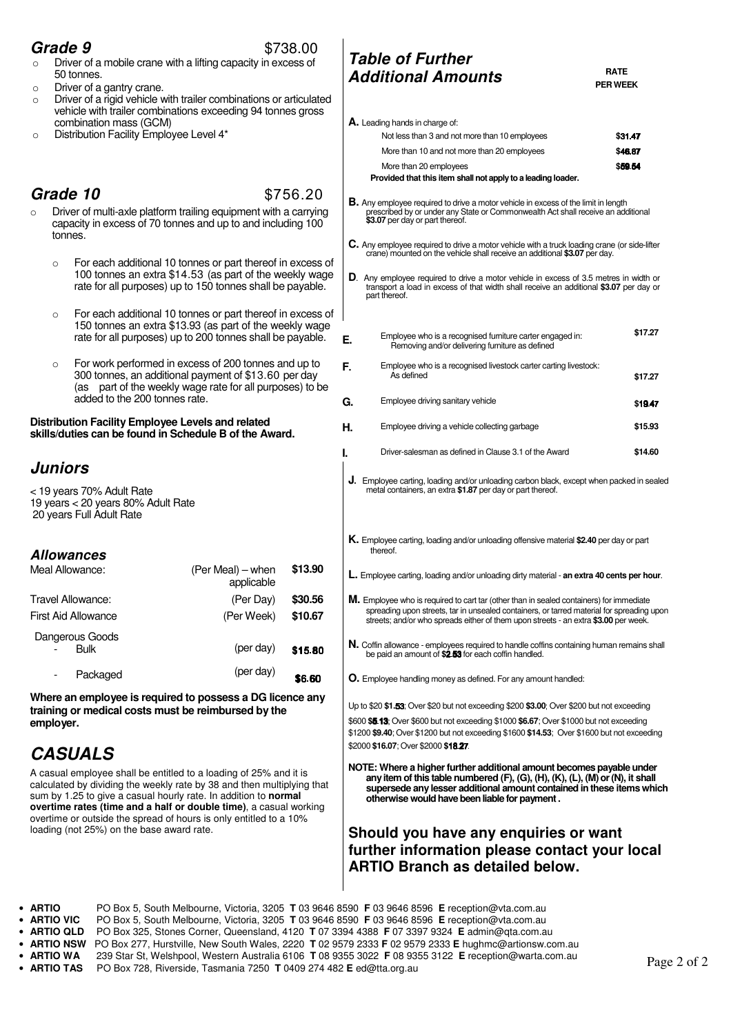## *Grade 9* $738.00

- Driver of a mobile crane with a lifting capacity in excess of 50 tonnes.
- Driver of a gantry crane.
- Driver of a rigid vehicle with trailer combinations or articulated vehicle with trailer combinations exceeding 94 tonnes gross combination mass (GCM)
- Distribution Facility Employee Level 4*

## *Grade 10* $756.20

- Driver of multi-axle platform trailing equipment with a carrying capacity in excess of 70 tonnes and up to and including 100 tonnes.
  - For each additional 10 tonnes or part thereof in excess of 100 tonnes an extra $14.53 (as part of the weekly wage rate for all purposes) up to 150 tonnes shall be payable.
  - For each additional 10 tonnes or part thereof in excess of 150 tonnes an extra $13.93 (as part of the weekly wage rate for all purposes) up to 200 tonnes shall be payable.
  - For work performed in excess of 200 tonnes and up to 300 tonnes, an additional payment of $13.60 per day (as part of the weekly wage rate for all purposes) to be added to the 200 tonnes rate.

**Distribution Facility Employee Levels and related skills/duties can be found in Schedule B of the Award.**

## *Juniors*

< 19 years 70% Adult Rate
19 years < 20 years 80% Adult Rate
20 years Full Adult Rate

### *Allowances*

| | | |
|---|---|---|
| Meal Allowance: | (Per Meal) – when applicable | **$13.90** |
| Travel Allowance: | (Per Day) | **$30.56** |
| First Aid Allowance | (Per Week) | **$10.67** |
| Dangerous Goods | | |
| - Bulk | (per day) | **$15.80** |
| - Packaged | (per day) | **$6.60** |

**Where an employee is required to possess a DG licence any training or medical costs must be reimbursed by the employer.**

## *CASUALS*

A casual employee shall be entitled to a loading of 25% and it is calculated by dividing the weekly rate by 38 and then multiplying that sum by 1.25 to give a casual hourly rate. In addition to **normal overtime rates (time and a half or double time)**, a casual working overtime or outside the spread of hours is only entitled to a 10% loading (not 25%) on the base award rate.

## *Table of Further Additional Amounts*

**RATE PER WEEK**

**A.** Leading hands in charge of:

| | |
|---|---|
| Not less than 3 and not more than 10 employees | **$31.47** |
| More than 10 and not more than 20 employees | **$46.67** |
| More than 20 employees | **$59.54** |

**Provided that this item shall not apply to a leading loader.**

**B.** Any employee required to drive a motor vehicle in excess of the limit in length prescribed by or under any State or Commonwealth Act shall receive an additional **$3.07** per day or part thereof.

**C.** Any employee required to drive a motor vehicle with a truck loading crane (or side-lifter crane) mounted on the vehicle shall receive an additional **$3.07** per day.

**D**. Any employee required to drive a motor vehicle in excess of 3.5 metres in width or transport a load in excess of that width shall receive an additional **$3.07** per day or part thereof.

| | | |
|---|---|---|
| **E.** | Employee who is a recognised furniture carter engaged in: Removing and/or delivering furniture as defined | **$17.27** |
| **F.** | Employee who is a recognised livestock carter carting livestock: As defined | **$17.27** |
| **G.** | Employee driving sanitary vehicle | **$19.47** |
| **H.** | Employee driving a vehicle collecting garbage | **$15.93** |
| **I.** | Driver-salesman as defined in Clause 3.1 of the Award | **$14.60** |

**J**. Employee carting, loading and/or unloading carbon black, except when packed in sealed metal containers, an extra **$1.87** per day or part thereof.

**K.** Employee carting, loading and/or unloading offensive material **$2.40** per day or part thereof.

**L.** Employee carting, loading and/or unloading dirty material - **an extra 40 cents per hour**.

**M.** Employee who is required to cart tar (other than in sealed containers) for immediate spreading upon streets, tar in unsealed containers, or tarred material for spreading upon streets; and/or who spreads either of them upon streets - an extra **$3.00** per week.

**N.** Coffin allowance - employees required to handle coffins containing human remains shall be paid an amount of **$2.53** for each coffin handled.

**O.** Employee handling money as defined. For any amount handled:

Up to $20 **$1.53**; Over $20 but not exceeding $200 **$3.00**; Over $200 but not exceeding $600 **$5.13**; Over $600 but not exceeding $1000 **$6.67**; Over $1000 but not exceeding $1200 **$9.40**; Over $1200 but not exceeding $1600 **$14.53**; Over $1600 but not exceeding $2000 **$16.07**; Over $2000 **$18.27**.

**NOTE: Where a higher further additional amount becomes payable under any item of this table numbered (F), (G), (H), (K), (L), (M) or (N), it shall supersede any lesser additional amount contained in these items which otherwise would have been liable for payment .**

### Should you have any enquiries or want further information please contact your local ARTIO Branch as detailed below.

- **ARTIO** PO Box 5, South Melbourne, Victoria, 3205 **T** 03 9646 8590 **F** 03 9646 8596 **E** reception@vta.com.au
- **ARTIO VIC** PO Box 5, South Melbourne, Victoria, 3205 **T** 03 9646 8590 **F** 03 9646 8596 **E** reception@vta.com.au
- **ARTIO QLD** PO Box 325, Stones Corner, Queensland, 4120 **T** 07 3394 4388 **F** 07 3397 9324 **E** admin@qta.com.au
- **ARTIO NSW** PO Box 277, Hurstville, New South Wales, 2220 **T** 02 9579 2333 **F** 02 9579 2333 **E** hughmc@artionsw.com.au
- **ARTIO WA** 239 Star St, Welshpool, Western Australia 6106 **T** 08 9355 3022 **F** 08 9355 3122 **E** reception@warta.com.au
- **ARTIO TAS** PO Box 728, Riverside, Tasmania 7250 **T** 0409 274 482 **E** ed@tta.org.au